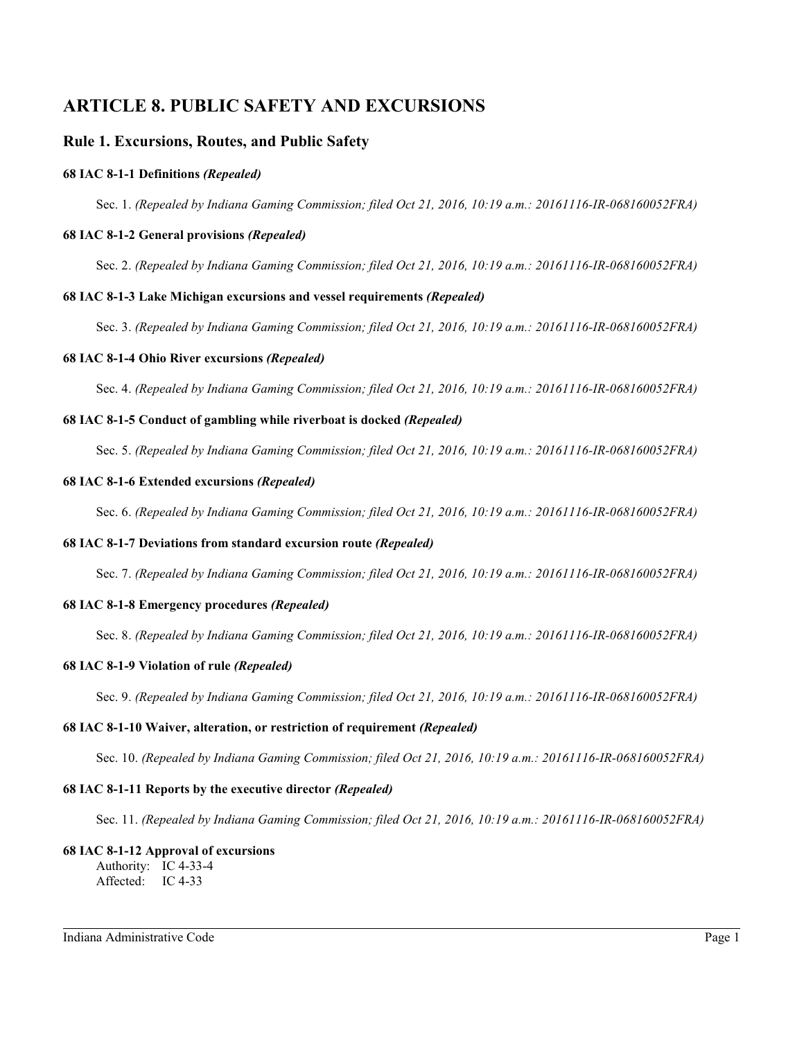# ARTICLE 8. PUBLIC SAFETY AND EXCURSIONS

## Rule 1. Excursions, Routes, and Public Safety

### 68 IAC 8-1-1 Definitions *(Repealed)*

Sec. 1. *(Repealed by Indiana Gaming Commission; filed Oct 21, 2016, 10:19 a.m.: 20161116-IR-068160052FRA)*

### 68 IAC 8-1-2 General provisions *(Repealed)*

Sec. 2. *(Repealed by Indiana Gaming Commission; filed Oct 21, 2016, 10:19 a.m.: 20161116-IR-068160052FRA)*

### 68 IAC 8-1-3 Lake Michigan excursions and vessel requirements *(Repealed)*

Sec. 3. *(Repealed by Indiana Gaming Commission; filed Oct 21, 2016, 10:19 a.m.: 20161116-IR-068160052FRA)*

### 68 IAC 8-1-4 Ohio River excursions *(Repealed)*

Sec. 4. *(Repealed by Indiana Gaming Commission; filed Oct 21, 2016, 10:19 a.m.: 20161116-IR-068160052FRA)*

### 68 IAC 8-1-5 Conduct of gambling while riverboat is docked *(Repealed)*

Sec. 5. *(Repealed by Indiana Gaming Commission; filed Oct 21, 2016, 10:19 a.m.: 20161116-IR-068160052FRA)*

### 68 IAC 8-1-6 Extended excursions *(Repealed)*

Sec. 6. *(Repealed by Indiana Gaming Commission; filed Oct 21, 2016, 10:19 a.m.: 20161116-IR-068160052FRA)*

### 68 IAC 8-1-7 Deviations from standard excursion route *(Repealed)*

Sec. 7. *(Repealed by Indiana Gaming Commission; filed Oct 21, 2016, 10:19 a.m.: 20161116-IR-068160052FRA)*

### 68 IAC 8-1-8 Emergency procedures *(Repealed)*

Sec. 8. *(Repealed by Indiana Gaming Commission; filed Oct 21, 2016, 10:19 a.m.: 20161116-IR-068160052FRA)*

### 68 IAC 8-1-9 Violation of rule *(Repealed)*

Sec. 9. *(Repealed by Indiana Gaming Commission; filed Oct 21, 2016, 10:19 a.m.: 20161116-IR-068160052FRA)*

### 68 IAC 8-1-10 Waiver, alteration, or restriction of requirement *(Repealed)*

Sec. 10. *(Repealed by Indiana Gaming Commission; filed Oct 21, 2016, 10:19 a.m.: 20161116-IR-068160052FRA)*

### 68 IAC 8-1-11 Reports by the executive director *(Repealed)*

Sec. 11. *(Repealed by Indiana Gaming Commission; filed Oct 21, 2016, 10:19 a.m.: 20161116-IR-068160052FRA)*

### 68 IAC 8-1-12 Approval of excursions

Authority: IC 4-33-4
Affected: IC 4-33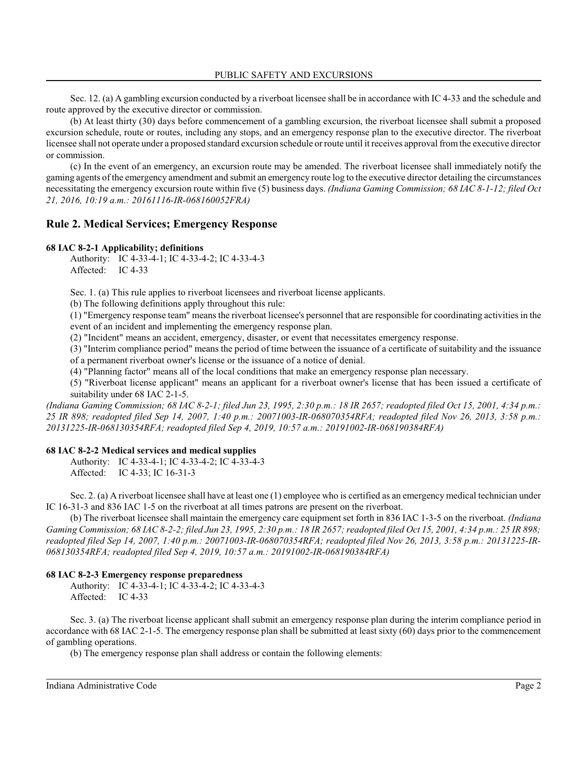Sec. 12. (a) A gambling excursion conducted by a riverboat licensee shall be in accordance with IC 4-33 and the schedule and route approved by the executive director or commission.

(b) At least thirty (30) days before commencement of a gambling excursion, the riverboat licensee shall submit a proposed excursion schedule, route or routes, including any stops, and an emergency response plan to the executive director. The riverboat licensee shall not operate under a proposed standard excursion schedule or route until it receives approval from the executive director or commission.

(c) In the event of an emergency, an excursion route may be amended. The riverboat licensee shall immediately notify the gaming agents of the emergency amendment and submit an emergency route log to the executive director detailing the circumstances necessitating the emergency excursion route within five (5) business days. *(Indiana Gaming Commission; 68 IAC 8-1-12; filed Oct 21, 2016, 10:19 a.m.: 20161116-IR-068160052FRA)*

## Rule 2. Medical Services; Emergency Response

### 68 IAC 8-2-1 Applicability; definitions

Authority: IC 4-33-4-1; IC 4-33-4-2; IC 4-33-4-3
Affected: IC 4-33

Sec. 1. (a) This rule applies to riverboat licensees and riverboat license applicants.

(b) The following definitions apply throughout this rule:

(1) "Emergency response team" means the riverboat licensee's personnel that are responsible for coordinating activities in the event of an incident and implementing the emergency response plan.

(2) "Incident" means an accident, emergency, disaster, or event that necessitates emergency response.

(3) "Interim compliance period" means the period of time between the issuance of a certificate of suitability and the issuance of a permanent riverboat owner's license or the issuance of a notice of denial.

(4) "Planning factor" means all of the local conditions that make an emergency response plan necessary.

(5) "Riverboat license applicant" means an applicant for a riverboat owner's license that has been issued a certificate of suitability under 68 IAC 2-1-5.

*(Indiana Gaming Commission; 68 IAC 8-2-1; filed Jun 23, 1995, 2:30 p.m.: 18 IR 2657; readopted filed Oct 15, 2001, 4:34 p.m.: 25 IR 898; readopted filed Sep 14, 2007, 1:40 p.m.: 20071003-IR-068070354RFA; readopted filed Nov 26, 2013, 3:58 p.m.: 20131225-IR-068130354RFA; readopted filed Sep 4, 2019, 10:57 a.m.: 20191002-IR-068190384RFA)*

### 68 IAC 8-2-2 Medical services and medical supplies

Authority: IC 4-33-4-1; IC 4-33-4-2; IC 4-33-4-3
Affected: IC 4-33; IC 16-31-3

Sec. 2. (a) A riverboat licensee shall have at least one (1) employee who is certified as an emergency medical technician under IC 16-31-3 and 836 IAC 1-5 on the riverboat at all times patrons are present on the riverboat.

(b) The riverboat licensee shall maintain the emergency care equipment set forth in 836 IAC 1-3-5 on the riverboat. *(Indiana Gaming Commission; 68 IAC 8-2-2; filed Jun 23, 1995, 2:30 p.m.: 18 IR 2657; readopted filed Oct 15, 2001, 4:34 p.m.: 25 IR 898; readopted filed Sep 14, 2007, 1:40 p.m.: 20071003-IR-068070354RFA; readopted filed Nov 26, 2013, 3:58 p.m.: 20131225-IR-068130354RFA; readopted filed Sep 4, 2019, 10:57 a.m.: 20191002-IR-068190384RFA)*

### 68 IAC 8-2-3 Emergency response preparedness

Authority: IC 4-33-4-1; IC 4-33-4-2; IC 4-33-4-3
Affected: IC 4-33

Sec. 3. (a) The riverboat license applicant shall submit an emergency response plan during the interim compliance period in accordance with 68 IAC 2-1-5. The emergency response plan shall be submitted at least sixty (60) days prior to the commencement of gambling operations.

(b) The emergency response plan shall address or contain the following elements: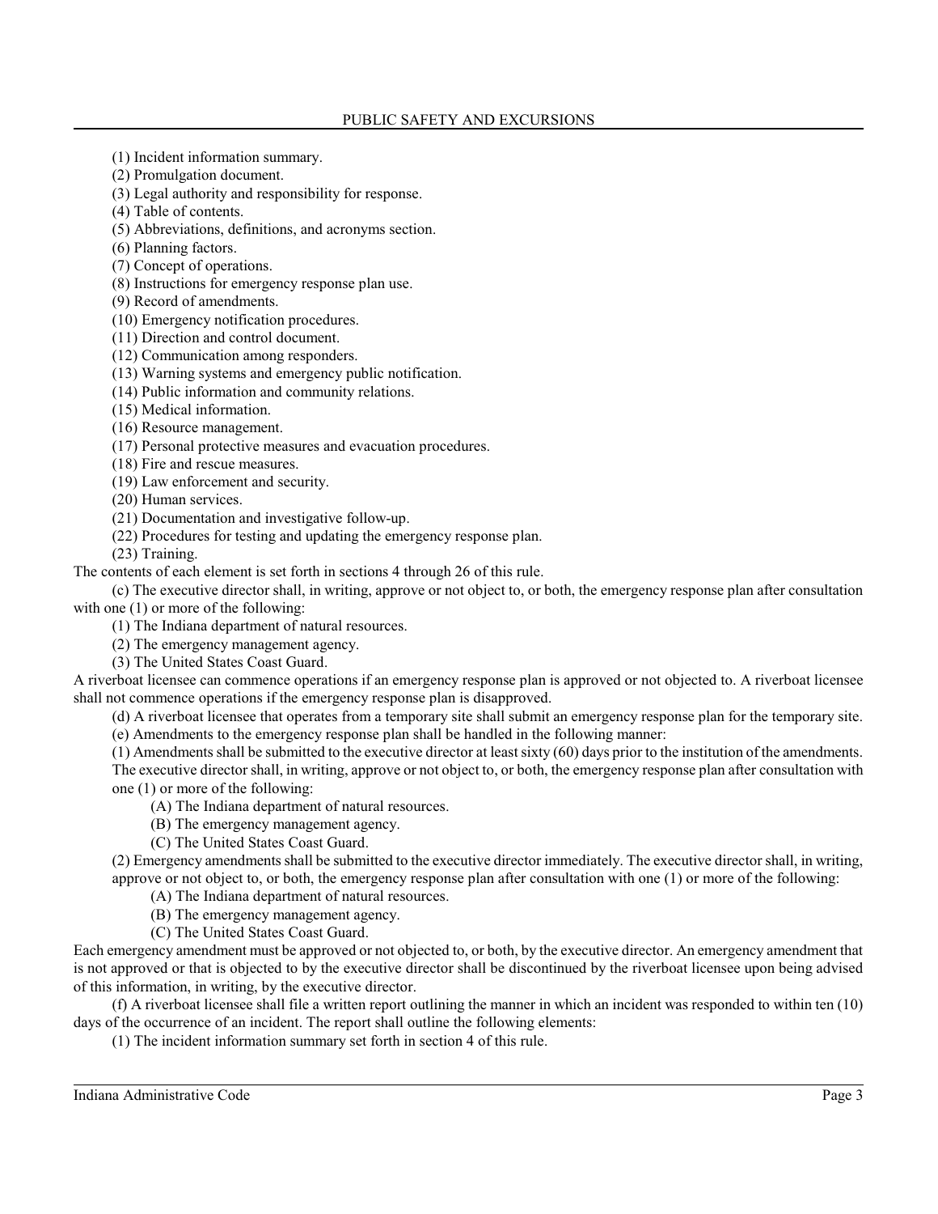(1) Incident information summary.
(2) Promulgation document.
(3) Legal authority and responsibility for response.
(4) Table of contents.
(5) Abbreviations, definitions, and acronyms section.
(6) Planning factors.
(7) Concept of operations.
(8) Instructions for emergency response plan use.
(9) Record of amendments.
(10) Emergency notification procedures.
(11) Direction and control document.
(12) Communication among responders.
(13) Warning systems and emergency public notification.
(14) Public information and community relations.
(15) Medical information.
(16) Resource management.
(17) Personal protective measures and evacuation procedures.
(18) Fire and rescue measures.
(19) Law enforcement and security.
(20) Human services.
(21) Documentation and investigative follow-up.
(22) Procedures for testing and updating the emergency response plan.
(23) Training.

The contents of each element is set forth in sections 4 through 26 of this rule.

(c) The executive director shall, in writing, approve or not object to, or both, the emergency response plan after consultation with one (1) or more of the following:

(1) The Indiana department of natural resources.
(2) The emergency management agency.
(3) The United States Coast Guard.

A riverboat licensee can commence operations if an emergency response plan is approved or not objected to. A riverboat licensee shall not commence operations if the emergency response plan is disapproved.

(d) A riverboat licensee that operates from a temporary site shall submit an emergency response plan for the temporary site.

(e) Amendments to the emergency response plan shall be handled in the following manner:

(1) Amendments shall be submitted to the executive director at least sixty (60) days prior to the institution of the amendments. The executive director shall, in writing, approve or not object to, or both, the emergency response plan after consultation with one (1) or more of the following:

(A) The Indiana department of natural resources.
(B) The emergency management agency.
(C) The United States Coast Guard.

(2) Emergency amendments shall be submitted to the executive director immediately. The executive director shall, in writing, approve or not object to, or both, the emergency response plan after consultation with one (1) or more of the following:

(A) The Indiana department of natural resources.
(B) The emergency management agency.
(C) The United States Coast Guard.

Each emergency amendment must be approved or not objected to, or both, by the executive director. An emergency amendment that is not approved or that is objected to by the executive director shall be discontinued by the riverboat licensee upon being advised of this information, in writing, by the executive director.

(f) A riverboat licensee shall file a written report outlining the manner in which an incident was responded to within ten (10) days of the occurrence of an incident. The report shall outline the following elements:

(1) The incident information summary set forth in section 4 of this rule.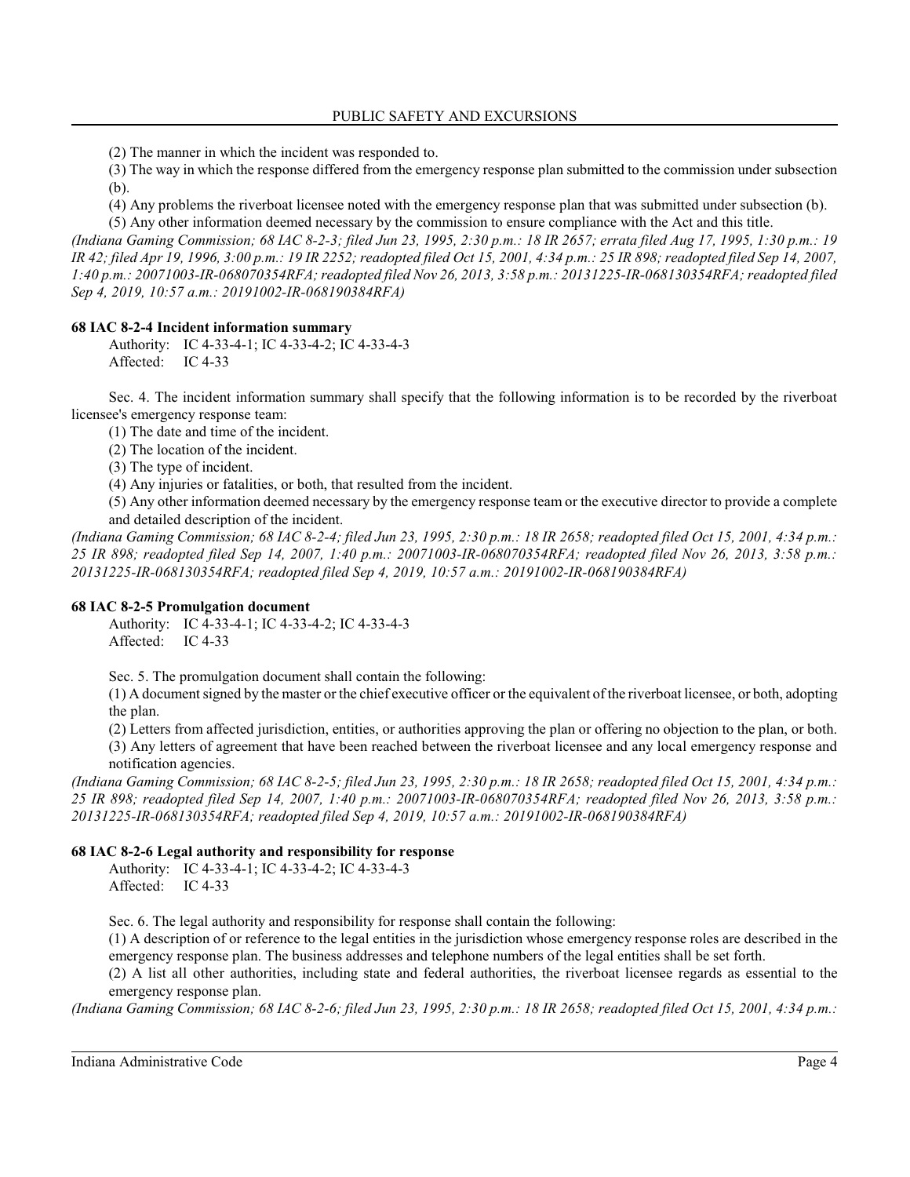(2) The manner in which the incident was responded to.

(3) The way in which the response differed from the emergency response plan submitted to the commission under subsection (b).

(4) Any problems the riverboat licensee noted with the emergency response plan that was submitted under subsection (b).

(5) Any other information deemed necessary by the commission to ensure compliance with the Act and this title.

*(Indiana Gaming Commission; 68 IAC 8-2-3; filed Jun 23, 1995, 2:30 p.m.: 18 IR 2657; errata filed Aug 17, 1995, 1:30 p.m.: 19 IR 42; filed Apr 19, 1996, 3:00 p.m.: 19 IR 2252; readopted filed Oct 15, 2001, 4:34 p.m.: 25 IR 898; readopted filed Sep 14, 2007, 1:40 p.m.: 20071003-IR-068070354RFA; readopted filed Nov 26, 2013, 3:58 p.m.: 20131225-IR-068130354RFA; readopted filed Sep 4, 2019, 10:57 a.m.: 20191002-IR-068190384RFA)*

**68 IAC 8-2-4 Incident information summary**

Authority: IC 4-33-4-1; IC 4-33-4-2; IC 4-33-4-3
Affected: IC 4-33

Sec. 4. The incident information summary shall specify that the following information is to be recorded by the riverboat licensee's emergency response team:

(1) The date and time of the incident.

(2) The location of the incident.

(3) The type of incident.

(4) Any injuries or fatalities, or both, that resulted from the incident.

(5) Any other information deemed necessary by the emergency response team or the executive director to provide a complete and detailed description of the incident.

*(Indiana Gaming Commission; 68 IAC 8-2-4; filed Jun 23, 1995, 2:30 p.m.: 18 IR 2658; readopted filed Oct 15, 2001, 4:34 p.m.: 25 IR 898; readopted filed Sep 14, 2007, 1:40 p.m.: 20071003-IR-068070354RFA; readopted filed Nov 26, 2013, 3:58 p.m.: 20131225-IR-068130354RFA; readopted filed Sep 4, 2019, 10:57 a.m.: 20191002-IR-068190384RFA)*

**68 IAC 8-2-5 Promulgation document**

Authority: IC 4-33-4-1; IC 4-33-4-2; IC 4-33-4-3
Affected: IC 4-33

Sec. 5. The promulgation document shall contain the following:

(1) A document signed by the master or the chief executive officer or the equivalent of the riverboat licensee, or both, adopting the plan.

(2) Letters from affected jurisdiction, entities, or authorities approving the plan or offering no objection to the plan, or both.

(3) Any letters of agreement that have been reached between the riverboat licensee and any local emergency response and notification agencies.

*(Indiana Gaming Commission; 68 IAC 8-2-5; filed Jun 23, 1995, 2:30 p.m.: 18 IR 2658; readopted filed Oct 15, 2001, 4:34 p.m.: 25 IR 898; readopted filed Sep 14, 2007, 1:40 p.m.: 20071003-IR-068070354RFA; readopted filed Nov 26, 2013, 3:58 p.m.: 20131225-IR-068130354RFA; readopted filed Sep 4, 2019, 10:57 a.m.: 20191002-IR-068190384RFA)*

**68 IAC 8-2-6 Legal authority and responsibility for response**

Authority: IC 4-33-4-1; IC 4-33-4-2; IC 4-33-4-3
Affected: IC 4-33

Sec. 6. The legal authority and responsibility for response shall contain the following:

(1) A description of or reference to the legal entities in the jurisdiction whose emergency response roles are described in the emergency response plan. The business addresses and telephone numbers of the legal entities shall be set forth.

(2) A list all other authorities, including state and federal authorities, the riverboat licensee regards as essential to the emergency response plan.

*(Indiana Gaming Commission; 68 IAC 8-2-6; filed Jun 23, 1995, 2:30 p.m.: 18 IR 2658; readopted filed Oct 15, 2001, 4:34 p.m.:*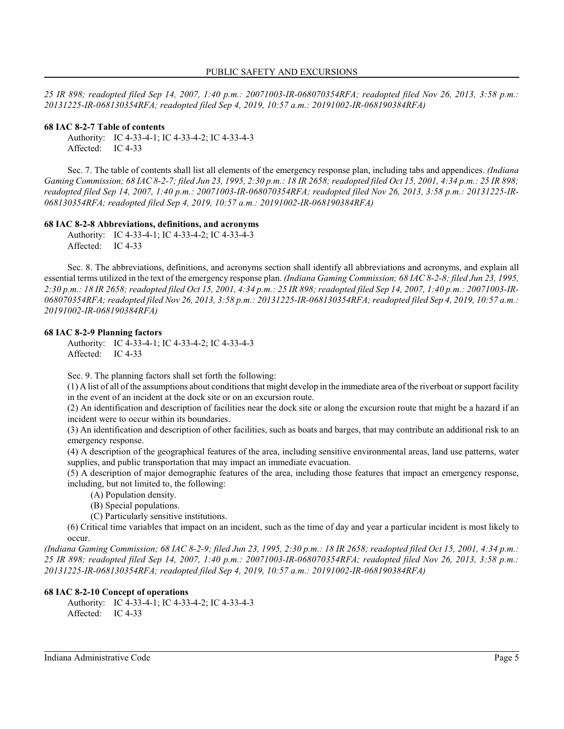*25 IR 898; readopted filed Sep 14, 2007, 1:40 p.m.: 20071003-IR-068070354RFA; readopted filed Nov 26, 2013, 3:58 p.m.: 20131225-IR-068130354RFA; readopted filed Sep 4, 2019, 10:57 a.m.: 20191002-IR-068190384RFA)*

**68 IAC 8-2-7 Table of contents**

Authority: IC 4-33-4-1; IC 4-33-4-2; IC 4-33-4-3
Affected: IC 4-33

Sec. 7. The table of contents shall list all elements of the emergency response plan, including tabs and appendices. *(Indiana Gaming Commission; 68 IAC 8-2-7; filed Jun 23, 1995, 2:30 p.m.: 18 IR 2658; readopted filed Oct 15, 2001, 4:34 p.m.: 25 IR 898; readopted filed Sep 14, 2007, 1:40 p.m.: 20071003-IR-068070354RFA; readopted filed Nov 26, 2013, 3:58 p.m.: 20131225-IR-068130354RFA; readopted filed Sep 4, 2019, 10:57 a.m.: 20191002-IR-068190384RFA)*

**68 IAC 8-2-8 Abbreviations, definitions, and acronyms**

Authority: IC 4-33-4-1; IC 4-33-4-2; IC 4-33-4-3
Affected: IC 4-33

Sec. 8. The abbreviations, definitions, and acronyms section shall identify all abbreviations and acronyms, and explain all essential terms utilized in the text of the emergency response plan. *(Indiana Gaming Commission; 68 IAC 8-2-8; filed Jun 23, 1995, 2:30 p.m.: 18 IR 2658; readopted filed Oct 15, 2001, 4:34 p.m.: 25 IR 898; readopted filed Sep 14, 2007, 1:40 p.m.: 20071003-IR-068070354RFA; readopted filed Nov 26, 2013, 3:58 p.m.: 20131225-IR-068130354RFA; readopted filed Sep 4, 2019, 10:57 a.m.: 20191002-IR-068190384RFA)*

**68 IAC 8-2-9 Planning factors**

Authority: IC 4-33-4-1; IC 4-33-4-2; IC 4-33-4-3
Affected: IC 4-33

Sec. 9. The planning factors shall set forth the following:

(1) A list of all of the assumptions about conditions that might develop in the immediate area of the riverboat or support facility in the event of an incident at the dock site or on an excursion route.

(2) An identification and description of facilities near the dock site or along the excursion route that might be a hazard if an incident were to occur within its boundaries.

(3) An identification and description of other facilities, such as boats and barges, that may contribute an additional risk to an emergency response.

(4) A description of the geographical features of the area, including sensitive environmental areas, land use patterns, water supplies, and public transportation that may impact an immediate evacuation.

(5) A description of major demographic features of the area, including those features that impact an emergency response, including, but not limited to, the following:

(A) Population density.

(B) Special populations.

(C) Particularly sensitive institutions.

(6) Critical time variables that impact on an incident, such as the time of day and year a particular incident is most likely to occur.

*(Indiana Gaming Commission; 68 IAC 8-2-9; filed Jun 23, 1995, 2:30 p.m.: 18 IR 2658; readopted filed Oct 15, 2001, 4:34 p.m.: 25 IR 898; readopted filed Sep 14, 2007, 1:40 p.m.: 20071003-IR-068070354RFA; readopted filed Nov 26, 2013, 3:58 p.m.: 20131225-IR-068130354RFA; readopted filed Sep 4, 2019, 10:57 a.m.: 20191002-IR-068190384RFA)*

**68 IAC 8-2-10 Concept of operations**

Authority: IC 4-33-4-1; IC 4-33-4-2; IC 4-33-4-3
Affected: IC 4-33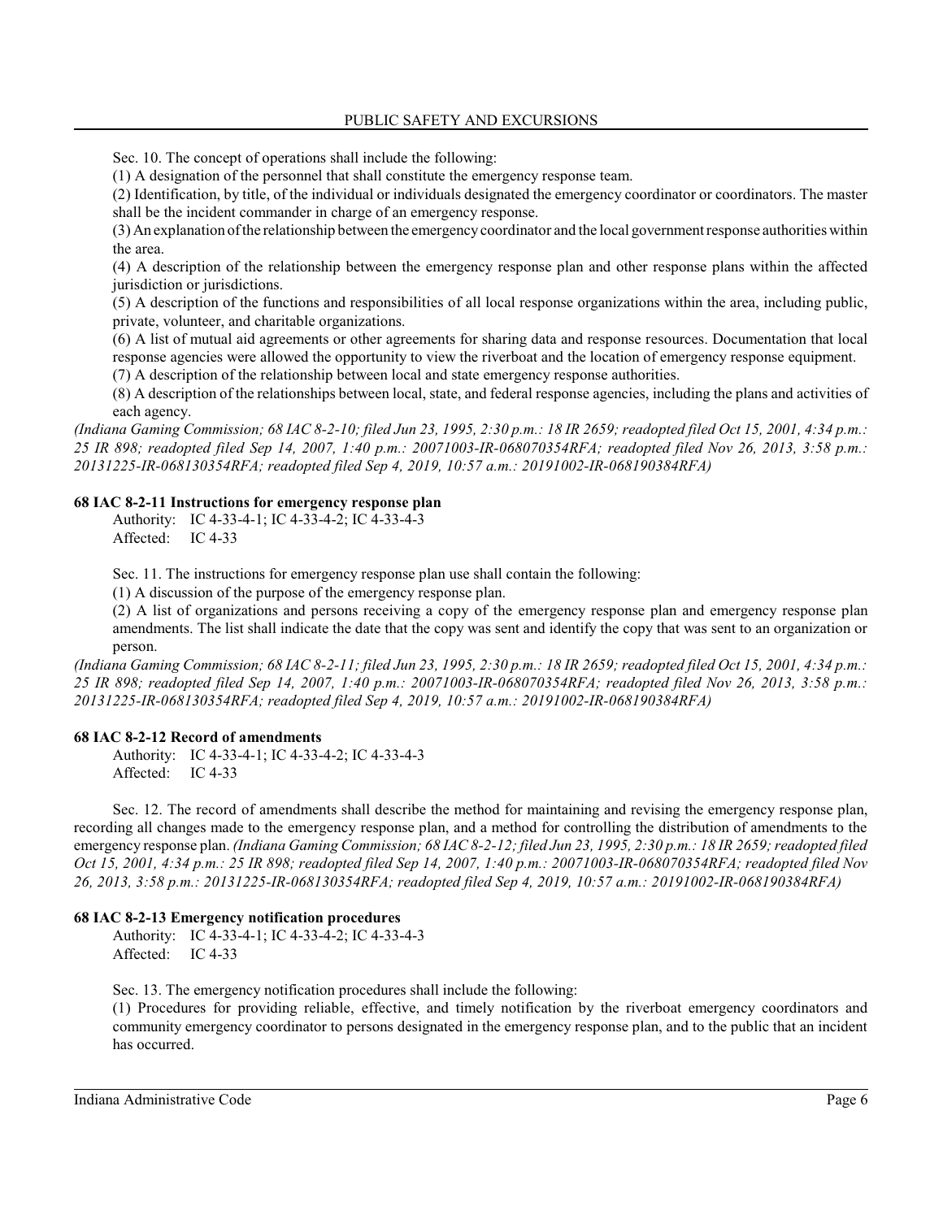Sec. 10. The concept of operations shall include the following:

(1) A designation of the personnel that shall constitute the emergency response team.

(2) Identification, by title, of the individual or individuals designated the emergency coordinator or coordinators. The master shall be the incident commander in charge of an emergency response.

(3) An explanation of the relationship between the emergency coordinator and the local government response authorities within the area.

(4) A description of the relationship between the emergency response plan and other response plans within the affected jurisdiction or jurisdictions.

(5) A description of the functions and responsibilities of all local response organizations within the area, including public, private, volunteer, and charitable organizations.

(6) A list of mutual aid agreements or other agreements for sharing data and response resources. Documentation that local response agencies were allowed the opportunity to view the riverboat and the location of emergency response equipment.

(7) A description of the relationship between local and state emergency response authorities.

(8) A description of the relationships between local, state, and federal response agencies, including the plans and activities of each agency.

*(Indiana Gaming Commission; 68 IAC 8-2-10; filed Jun 23, 1995, 2:30 p.m.: 18 IR 2659; readopted filed Oct 15, 2001, 4:34 p.m.: 25 IR 898; readopted filed Sep 14, 2007, 1:40 p.m.: 20071003-IR-068070354RFA; readopted filed Nov 26, 2013, 3:58 p.m.: 20131225-IR-068130354RFA; readopted filed Sep 4, 2019, 10:57 a.m.: 20191002-IR-068190384RFA)*

### 68 IAC 8-2-11 Instructions for emergency response plan

Authority: IC 4-33-4-1; IC 4-33-4-2; IC 4-33-4-3
Affected: IC 4-33

Sec. 11. The instructions for emergency response plan use shall contain the following:

(1) A discussion of the purpose of the emergency response plan.

(2) A list of organizations and persons receiving a copy of the emergency response plan and emergency response plan amendments. The list shall indicate the date that the copy was sent and identify the copy that was sent to an organization or person.

*(Indiana Gaming Commission; 68 IAC 8-2-11; filed Jun 23, 1995, 2:30 p.m.: 18 IR 2659; readopted filed Oct 15, 2001, 4:34 p.m.: 25 IR 898; readopted filed Sep 14, 2007, 1:40 p.m.: 20071003-IR-068070354RFA; readopted filed Nov 26, 2013, 3:58 p.m.: 20131225-IR-068130354RFA; readopted filed Sep 4, 2019, 10:57 a.m.: 20191002-IR-068190384RFA)*

### 68 IAC 8-2-12 Record of amendments

Authority: IC 4-33-4-1; IC 4-33-4-2; IC 4-33-4-3
Affected: IC 4-33

Sec. 12. The record of amendments shall describe the method for maintaining and revising the emergency response plan, recording all changes made to the emergency response plan, and a method for controlling the distribution of amendments to the emergency response plan. *(Indiana Gaming Commission; 68 IAC 8-2-12; filed Jun 23, 1995, 2:30 p.m.: 18 IR 2659; readopted filed Oct 15, 2001, 4:34 p.m.: 25 IR 898; readopted filed Sep 14, 2007, 1:40 p.m.: 20071003-IR-068070354RFA; readopted filed Nov 26, 2013, 3:58 p.m.: 20131225-IR-068130354RFA; readopted filed Sep 4, 2019, 10:57 a.m.: 20191002-IR-068190384RFA)*

### 68 IAC 8-2-13 Emergency notification procedures

Authority: IC 4-33-4-1; IC 4-33-4-2; IC 4-33-4-3
Affected: IC 4-33

Sec. 13. The emergency notification procedures shall include the following:

(1) Procedures for providing reliable, effective, and timely notification by the riverboat emergency coordinators and community emergency coordinator to persons designated in the emergency response plan, and to the public that an incident has occurred.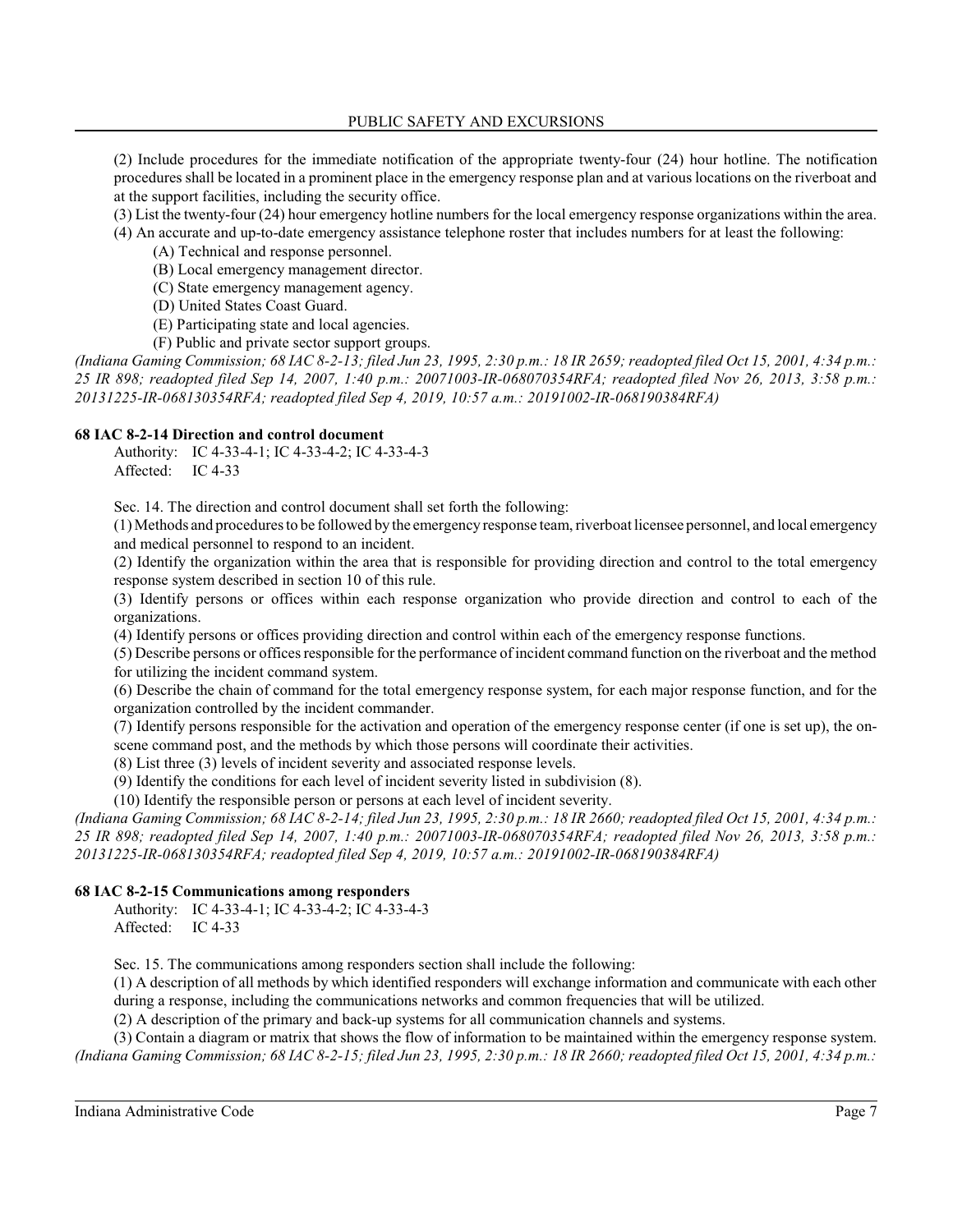(2) Include procedures for the immediate notification of the appropriate twenty-four (24) hour hotline. The notification procedures shall be located in a prominent place in the emergency response plan and at various locations on the riverboat and at the support facilities, including the security office.

(3) List the twenty-four (24) hour emergency hotline numbers for the local emergency response organizations within the area.

(4) An accurate and up-to-date emergency assistance telephone roster that includes numbers for at least the following:

- (A) Technical and response personnel.
- (B) Local emergency management director.
- (C) State emergency management agency.
- (D) United States Coast Guard.
- (E) Participating state and local agencies.
- (F) Public and private sector support groups.

*(Indiana Gaming Commission; 68 IAC 8-2-13; filed Jun 23, 1995, 2:30 p.m.: 18 IR 2659; readopted filed Oct 15, 2001, 4:34 p.m.: 25 IR 898; readopted filed Sep 14, 2007, 1:40 p.m.: 20071003-IR-068070354RFA; readopted filed Nov 26, 2013, 3:58 p.m.: 20131225-IR-068130354RFA; readopted filed Sep 4, 2019, 10:57 a.m.: 20191002-IR-068190384RFA)*

### 68 IAC 8-2-14 Direction and control document

Authority: IC 4-33-4-1; IC 4-33-4-2; IC 4-33-4-3
Affected: IC 4-33

Sec. 14. The direction and control document shall set forth the following:

(1) Methods and procedures to be followed by the emergency response team, riverboat licensee personnel, and local emergency and medical personnel to respond to an incident.

(2) Identify the organization within the area that is responsible for providing direction and control to the total emergency response system described in section 10 of this rule.

(3) Identify persons or offices within each response organization who provide direction and control to each of the organizations.

(4) Identify persons or offices providing direction and control within each of the emergency response functions.

(5) Describe persons or offices responsible for the performance of incident command function on the riverboat and the method for utilizing the incident command system.

(6) Describe the chain of command for the total emergency response system, for each major response function, and for the organization controlled by the incident commander.

(7) Identify persons responsible for the activation and operation of the emergency response center (if one is set up), the on-scene command post, and the methods by which those persons will coordinate their activities.

(8) List three (3) levels of incident severity and associated response levels.

(9) Identify the conditions for each level of incident severity listed in subdivision (8).

(10) Identify the responsible person or persons at each level of incident severity.

*(Indiana Gaming Commission; 68 IAC 8-2-14; filed Jun 23, 1995, 2:30 p.m.: 18 IR 2660; readopted filed Oct 15, 2001, 4:34 p.m.: 25 IR 898; readopted filed Sep 14, 2007, 1:40 p.m.: 20071003-IR-068070354RFA; readopted filed Nov 26, 2013, 3:58 p.m.: 20131225-IR-068130354RFA; readopted filed Sep 4, 2019, 10:57 a.m.: 20191002-IR-068190384RFA)*

### 68 IAC 8-2-15 Communications among responders

Authority: IC 4-33-4-1; IC 4-33-4-2; IC 4-33-4-3
Affected: IC 4-33

Sec. 15. The communications among responders section shall include the following:

(1) A description of all methods by which identified responders will exchange information and communicate with each other during a response, including the communications networks and common frequencies that will be utilized.

(2) A description of the primary and back-up systems for all communication channels and systems.

(3) Contain a diagram or matrix that shows the flow of information to be maintained within the emergency response system.

*(Indiana Gaming Commission; 68 IAC 8-2-15; filed Jun 23, 1995, 2:30 p.m.: 18 IR 2660; readopted filed Oct 15, 2001, 4:34 p.m.:*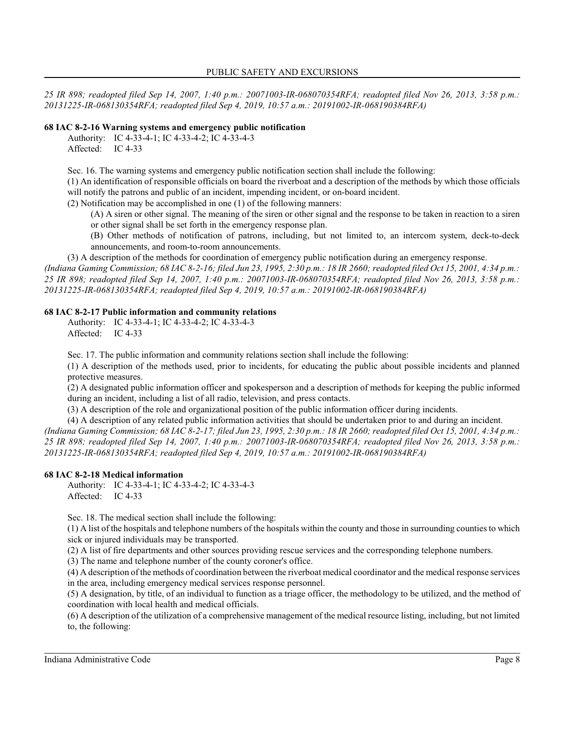*25 IR 898; readopted filed Sep 14, 2007, 1:40 p.m.: 20071003-IR-068070354RFA; readopted filed Nov 26, 2013, 3:58 p.m.: 20131225-IR-068130354RFA; readopted filed Sep 4, 2019, 10:57 a.m.: 20191002-IR-068190384RFA)*

**68 IAC 8-2-16 Warning systems and emergency public notification**

Authority: IC 4-33-4-1; IC 4-33-4-2; IC 4-33-4-3
Affected: IC 4-33

Sec. 16. The warning systems and emergency public notification section shall include the following:

(1) An identification of responsible officials on board the riverboat and a description of the methods by which those officials will notify the patrons and public of an incident, impending incident, or on-board incident.

(2) Notification may be accomplished in one (1) of the following manners:

(A) A siren or other signal. The meaning of the siren or other signal and the response to be taken in reaction to a siren or other signal shall be set forth in the emergency response plan.

(B) Other methods of notification of patrons, including, but not limited to, an intercom system, deck-to-deck announcements, and room-to-room announcements.

(3) A description of the methods for coordination of emergency public notification during an emergency response.

*(Indiana Gaming Commission; 68 IAC 8-2-16; filed Jun 23, 1995, 2:30 p.m.: 18 IR 2660; readopted filed Oct 15, 2001, 4:34 p.m.: 25 IR 898; readopted filed Sep 14, 2007, 1:40 p.m.: 20071003-IR-068070354RFA; readopted filed Nov 26, 2013, 3:58 p.m.: 20131225-IR-068130354RFA; readopted filed Sep 4, 2019, 10:57 a.m.: 20191002-IR-068190384RFA)*

**68 IAC 8-2-17 Public information and community relations**

Authority: IC 4-33-4-1; IC 4-33-4-2; IC 4-33-4-3
Affected: IC 4-33

Sec. 17. The public information and community relations section shall include the following:

(1) A description of the methods used, prior to incidents, for educating the public about possible incidents and planned protective measures.

(2) A designated public information officer and spokesperson and a description of methods for keeping the public informed during an incident, including a list of all radio, television, and press contacts.

(3) A description of the role and organizational position of the public information officer during incidents.

(4) A description of any related public information activities that should be undertaken prior to and during an incident.

*(Indiana Gaming Commission; 68 IAC 8-2-17; filed Jun 23, 1995, 2:30 p.m.: 18 IR 2660; readopted filed Oct 15, 2001, 4:34 p.m.: 25 IR 898; readopted filed Sep 14, 2007, 1:40 p.m.: 20071003-IR-068070354RFA; readopted filed Nov 26, 2013, 3:58 p.m.: 20131225-IR-068130354RFA; readopted filed Sep 4, 2019, 10:57 a.m.: 20191002-IR-068190384RFA)*

**68 IAC 8-2-18 Medical information**

Authority: IC 4-33-4-1; IC 4-33-4-2; IC 4-33-4-3
Affected: IC 4-33

Sec. 18. The medical section shall include the following:

(1) A list of the hospitals and telephone numbers of the hospitals within the county and those in surrounding counties to which sick or injured individuals may be transported.

(2) A list of fire departments and other sources providing rescue services and the corresponding telephone numbers.

(3) The name and telephone number of the county coroner's office.

(4) A description of the methods of coordination between the riverboat medical coordinator and the medical response services in the area, including emergency medical services response personnel.

(5) A designation, by title, of an individual to function as a triage officer, the methodology to be utilized, and the method of coordination with local health and medical officials.

(6) A description of the utilization of a comprehensive management of the medical resource listing, including, but not limited to, the following: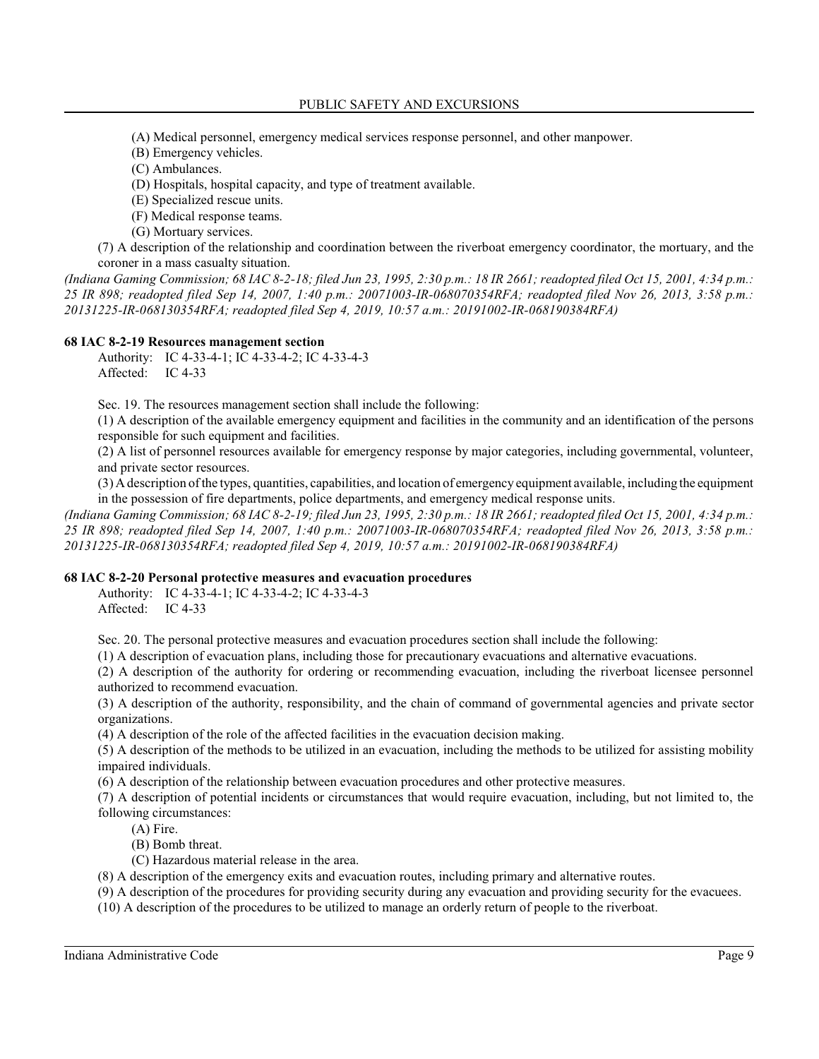(A) Medical personnel, emergency medical services response personnel, and other manpower.

(B) Emergency vehicles.

(C) Ambulances.

(D) Hospitals, hospital capacity, and type of treatment available.

(E) Specialized rescue units.

(F) Medical response teams.

(G) Mortuary services.

(7) A description of the relationship and coordination between the riverboat emergency coordinator, the mortuary, and the coroner in a mass casualty situation.

*(Indiana Gaming Commission; 68 IAC 8-2-18; filed Jun 23, 1995, 2:30 p.m.: 18 IR 2661; readopted filed Oct 15, 2001, 4:34 p.m.: 25 IR 898; readopted filed Sep 14, 2007, 1:40 p.m.: 20071003-IR-068070354RFA; readopted filed Nov 26, 2013, 3:58 p.m.: 20131225-IR-068130354RFA; readopted filed Sep 4, 2019, 10:57 a.m.: 20191002-IR-068190384RFA)*

**68 IAC 8-2-19 Resources management section**

Authority: IC 4-33-4-1; IC 4-33-4-2; IC 4-33-4-3
Affected: IC 4-33

Sec. 19. The resources management section shall include the following:

(1) A description of the available emergency equipment and facilities in the community and an identification of the persons responsible for such equipment and facilities.

(2) A list of personnel resources available for emergency response by major categories, including governmental, volunteer, and private sector resources.

(3) A description of the types, quantities, capabilities, and location of emergency equipment available, including the equipment in the possession of fire departments, police departments, and emergency medical response units.

*(Indiana Gaming Commission; 68 IAC 8-2-19; filed Jun 23, 1995, 2:30 p.m.: 18 IR 2661; readopted filed Oct 15, 2001, 4:34 p.m.: 25 IR 898; readopted filed Sep 14, 2007, 1:40 p.m.: 20071003-IR-068070354RFA; readopted filed Nov 26, 2013, 3:58 p.m.: 20131225-IR-068130354RFA; readopted filed Sep 4, 2019, 10:57 a.m.: 20191002-IR-068190384RFA)*

**68 IAC 8-2-20 Personal protective measures and evacuation procedures**

Authority: IC 4-33-4-1; IC 4-33-4-2; IC 4-33-4-3
Affected: IC 4-33

Sec. 20. The personal protective measures and evacuation procedures section shall include the following:

(1) A description of evacuation plans, including those for precautionary evacuations and alternative evacuations.

(2) A description of the authority for ordering or recommending evacuation, including the riverboat licensee personnel authorized to recommend evacuation.

(3) A description of the authority, responsibility, and the chain of command of governmental agencies and private sector organizations.

(4) A description of the role of the affected facilities in the evacuation decision making.

(5) A description of the methods to be utilized in an evacuation, including the methods to be utilized for assisting mobility impaired individuals.

(6) A description of the relationship between evacuation procedures and other protective measures.

(7) A description of potential incidents or circumstances that would require evacuation, including, but not limited to, the following circumstances:

(A) Fire.

(B) Bomb threat.

(C) Hazardous material release in the area.

(8) A description of the emergency exits and evacuation routes, including primary and alternative routes.

(9) A description of the procedures for providing security during any evacuation and providing security for the evacuees.

(10) A description of the procedures to be utilized to manage an orderly return of people to the riverboat.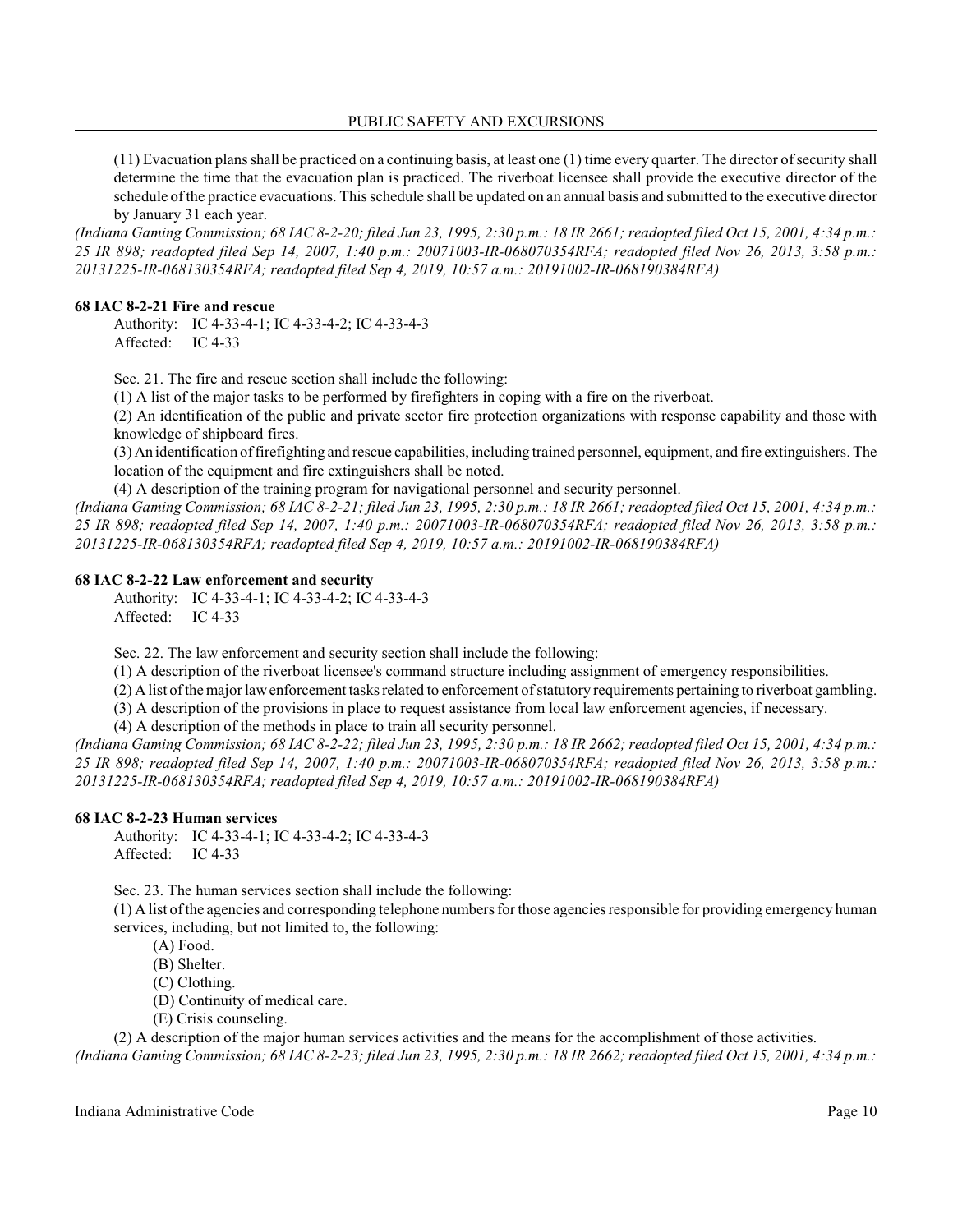(11) Evacuation plans shall be practiced on a continuing basis, at least one (1) time every quarter. The director of security shall determine the time that the evacuation plan is practiced. The riverboat licensee shall provide the executive director of the schedule of the practice evacuations. This schedule shall be updated on an annual basis and submitted to the executive director by January 31 each year.

*(Indiana Gaming Commission; 68 IAC 8-2-20; filed Jun 23, 1995, 2:30 p.m.: 18 IR 2661; readopted filed Oct 15, 2001, 4:34 p.m.: 25 IR 898; readopted filed Sep 14, 2007, 1:40 p.m.: 20071003-IR-068070354RFA; readopted filed Nov 26, 2013, 3:58 p.m.: 20131225-IR-068130354RFA; readopted filed Sep 4, 2019, 10:57 a.m.: 20191002-IR-068190384RFA)*

**68 IAC 8-2-21 Fire and rescue**

Authority: IC 4-33-4-1; IC 4-33-4-2; IC 4-33-4-3
Affected: IC 4-33

Sec. 21. The fire and rescue section shall include the following:

(1) A list of the major tasks to be performed by firefighters in coping with a fire on the riverboat.

(2) An identification of the public and private sector fire protection organizations with response capability and those with knowledge of shipboard fires.

(3) An identification of firefighting and rescue capabilities, including trained personnel, equipment, and fire extinguishers. The location of the equipment and fire extinguishers shall be noted.

(4) A description of the training program for navigational personnel and security personnel.

*(Indiana Gaming Commission; 68 IAC 8-2-21; filed Jun 23, 1995, 2:30 p.m.: 18 IR 2661; readopted filed Oct 15, 2001, 4:34 p.m.: 25 IR 898; readopted filed Sep 14, 2007, 1:40 p.m.: 20071003-IR-068070354RFA; readopted filed Nov 26, 2013, 3:58 p.m.: 20131225-IR-068130354RFA; readopted filed Sep 4, 2019, 10:57 a.m.: 20191002-IR-068190384RFA)*

**68 IAC 8-2-22 Law enforcement and security**

Authority: IC 4-33-4-1; IC 4-33-4-2; IC 4-33-4-3
Affected: IC 4-33

Sec. 22. The law enforcement and security section shall include the following:

(1) A description of the riverboat licensee's command structure including assignment of emergency responsibilities.

(2) A list of the major law enforcement tasks related to enforcement of statutory requirements pertaining to riverboat gambling.

(3) A description of the provisions in place to request assistance from local law enforcement agencies, if necessary.

(4) A description of the methods in place to train all security personnel.

*(Indiana Gaming Commission; 68 IAC 8-2-22; filed Jun 23, 1995, 2:30 p.m.: 18 IR 2662; readopted filed Oct 15, 2001, 4:34 p.m.: 25 IR 898; readopted filed Sep 14, 2007, 1:40 p.m.: 20071003-IR-068070354RFA; readopted filed Nov 26, 2013, 3:58 p.m.: 20131225-IR-068130354RFA; readopted filed Sep 4, 2019, 10:57 a.m.: 20191002-IR-068190384RFA)*

**68 IAC 8-2-23 Human services**

Authority: IC 4-33-4-1; IC 4-33-4-2; IC 4-33-4-3
Affected: IC 4-33

Sec. 23. The human services section shall include the following:

(1) A list of the agencies and corresponding telephone numbers for those agencies responsible for providing emergency human services, including, but not limited to, the following:

(A) Food.
(B) Shelter.
(C) Clothing.
(D) Continuity of medical care.
(E) Crisis counseling.

(2) A description of the major human services activities and the means for the accomplishment of those activities.

*(Indiana Gaming Commission; 68 IAC 8-2-23; filed Jun 23, 1995, 2:30 p.m.: 18 IR 2662; readopted filed Oct 15, 2001, 4:34 p.m.:*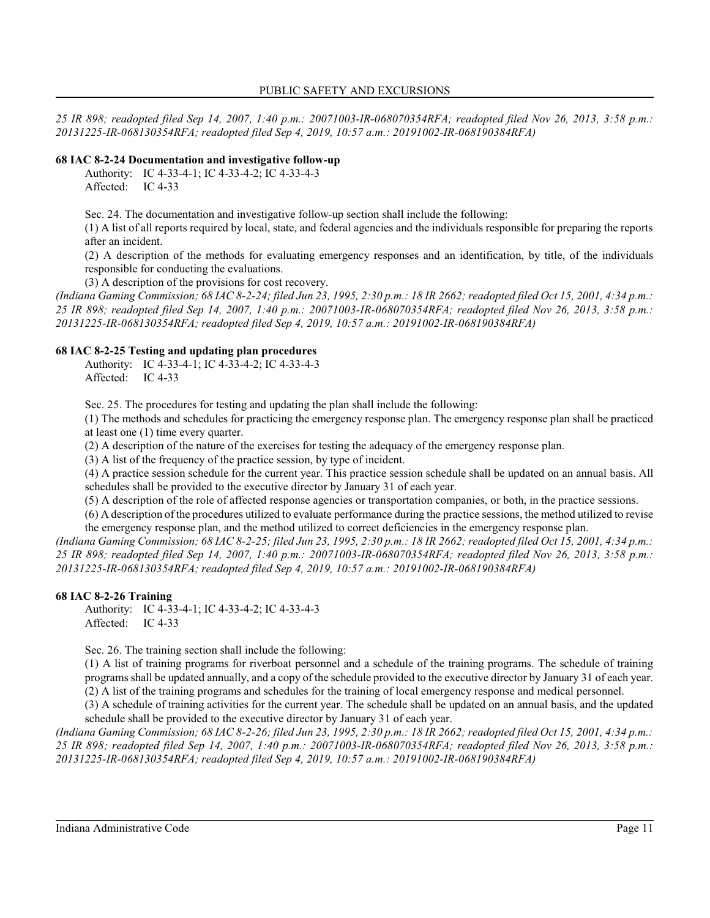*25 IR 898; readopted filed Sep 14, 2007, 1:40 p.m.: 20071003-IR-068070354RFA; readopted filed Nov 26, 2013, 3:58 p.m.: 20131225-IR-068130354RFA; readopted filed Sep 4, 2019, 10:57 a.m.: 20191002-IR-068190384RFA)*

**68 IAC 8-2-24 Documentation and investigative follow-up**

Authority: IC 4-33-4-1; IC 4-33-4-2; IC 4-33-4-3
Affected: IC 4-33

Sec. 24. The documentation and investigative follow-up section shall include the following:

(1) A list of all reports required by local, state, and federal agencies and the individuals responsible for preparing the reports after an incident.

(2) A description of the methods for evaluating emergency responses and an identification, by title, of the individuals responsible for conducting the evaluations.

(3) A description of the provisions for cost recovery.

*(Indiana Gaming Commission; 68 IAC 8-2-24; filed Jun 23, 1995, 2:30 p.m.: 18 IR 2662; readopted filed Oct 15, 2001, 4:34 p.m.: 25 IR 898; readopted filed Sep 14, 2007, 1:40 p.m.: 20071003-IR-068070354RFA; readopted filed Nov 26, 2013, 3:58 p.m.: 20131225-IR-068130354RFA; readopted filed Sep 4, 2019, 10:57 a.m.: 20191002-IR-068190384RFA)*

**68 IAC 8-2-25 Testing and updating plan procedures**

Authority: IC 4-33-4-1; IC 4-33-4-2; IC 4-33-4-3
Affected: IC 4-33

Sec. 25. The procedures for testing and updating the plan shall include the following:

(1) The methods and schedules for practicing the emergency response plan. The emergency response plan shall be practiced at least one (1) time every quarter.

(2) A description of the nature of the exercises for testing the adequacy of the emergency response plan.

(3) A list of the frequency of the practice session, by type of incident.

(4) A practice session schedule for the current year. This practice session schedule shall be updated on an annual basis. All schedules shall be provided to the executive director by January 31 of each year.

(5) A description of the role of affected response agencies or transportation companies, or both, in the practice sessions.

(6) A description of the procedures utilized to evaluate performance during the practice sessions, the method utilized to revise the emergency response plan, and the method utilized to correct deficiencies in the emergency response plan.

*(Indiana Gaming Commission; 68 IAC 8-2-25; filed Jun 23, 1995, 2:30 p.m.: 18 IR 2662; readopted filed Oct 15, 2001, 4:34 p.m.: 25 IR 898; readopted filed Sep 14, 2007, 1:40 p.m.: 20071003-IR-068070354RFA; readopted filed Nov 26, 2013, 3:58 p.m.: 20131225-IR-068130354RFA; readopted filed Sep 4, 2019, 10:57 a.m.: 20191002-IR-068190384RFA)*

**68 IAC 8-2-26 Training**

Authority: IC 4-33-4-1; IC 4-33-4-2; IC 4-33-4-3
Affected: IC 4-33

Sec. 26. The training section shall include the following:

(1) A list of training programs for riverboat personnel and a schedule of the training programs. The schedule of training programs shall be updated annually, and a copy of the schedule provided to the executive director by January 31 of each year.

(2) A list of the training programs and schedules for the training of local emergency response and medical personnel.

(3) A schedule of training activities for the current year. The schedule shall be updated on an annual basis, and the updated schedule shall be provided to the executive director by January 31 of each year.

*(Indiana Gaming Commission; 68 IAC 8-2-26; filed Jun 23, 1995, 2:30 p.m.: 18 IR 2662; readopted filed Oct 15, 2001, 4:34 p.m.: 25 IR 898; readopted filed Sep 14, 2007, 1:40 p.m.: 20071003-IR-068070354RFA; readopted filed Nov 26, 2013, 3:58 p.m.: 20131225-IR-068130354RFA; readopted filed Sep 4, 2019, 10:57 a.m.: 20191002-IR-068190384RFA)*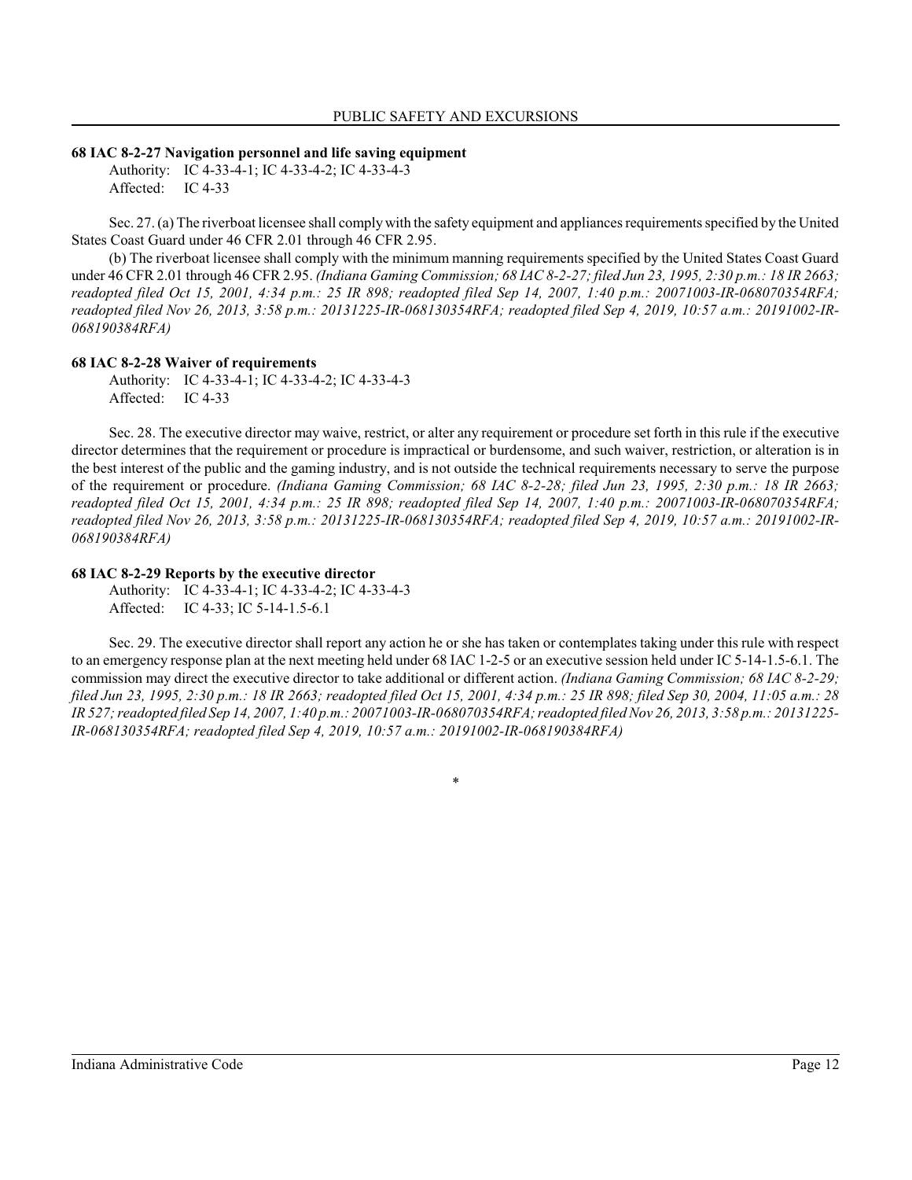**68 IAC 8-2-27 Navigation personnel and life saving equipment**

Authority: IC 4-33-4-1; IC 4-33-4-2; IC 4-33-4-3
Affected: IC 4-33

Sec. 27. (a) The riverboat licensee shall comply with the safety equipment and appliances requirements specified by the United States Coast Guard under 46 CFR 2.01 through 46 CFR 2.95.

(b) The riverboat licensee shall comply with the minimum manning requirements specified by the United States Coast Guard under 46 CFR 2.01 through 46 CFR 2.95. *(Indiana Gaming Commission; 68 IAC 8-2-27; filed Jun 23, 1995, 2:30 p.m.: 18 IR 2663; readopted filed Oct 15, 2001, 4:34 p.m.: 25 IR 898; readopted filed Sep 14, 2007, 1:40 p.m.: 20071003-IR-068070354RFA; readopted filed Nov 26, 2013, 3:58 p.m.: 20131225-IR-068130354RFA; readopted filed Sep 4, 2019, 10:57 a.m.: 20191002-IR-068190384RFA)*

**68 IAC 8-2-28 Waiver of requirements**

Authority: IC 4-33-4-1; IC 4-33-4-2; IC 4-33-4-3
Affected: IC 4-33

Sec. 28. The executive director may waive, restrict, or alter any requirement or procedure set forth in this rule if the executive director determines that the requirement or procedure is impractical or burdensome, and such waiver, restriction, or alteration is in the best interest of the public and the gaming industry, and is not outside the technical requirements necessary to serve the purpose of the requirement or procedure. *(Indiana Gaming Commission; 68 IAC 8-2-28; filed Jun 23, 1995, 2:30 p.m.: 18 IR 2663; readopted filed Oct 15, 2001, 4:34 p.m.: 25 IR 898; readopted filed Sep 14, 2007, 1:40 p.m.: 20071003-IR-068070354RFA; readopted filed Nov 26, 2013, 3:58 p.m.: 20131225-IR-068130354RFA; readopted filed Sep 4, 2019, 10:57 a.m.: 20191002-IR-068190384RFA)*

**68 IAC 8-2-29 Reports by the executive director**

Authority: IC 4-33-4-1; IC 4-33-4-2; IC 4-33-4-3
Affected: IC 4-33; IC 5-14-1.5-6.1

Sec. 29. The executive director shall report any action he or she has taken or contemplates taking under this rule with respect to an emergency response plan at the next meeting held under 68 IAC 1-2-5 or an executive session held under IC 5-14-1.5-6.1. The commission may direct the executive director to take additional or different action. *(Indiana Gaming Commission; 68 IAC 8-2-29; filed Jun 23, 1995, 2:30 p.m.: 18 IR 2663; readopted filed Oct 15, 2001, 4:34 p.m.: 25 IR 898; filed Sep 30, 2004, 11:05 a.m.: 28 IR 527; readopted filed Sep 14, 2007, 1:40 p.m.: 20071003-IR-068070354RFA; readopted filed Nov 26, 2013, 3:58 p.m.: 20131225-IR-068130354RFA; readopted filed Sep 4, 2019, 10:57 a.m.: 20191002-IR-068190384RFA)*

*